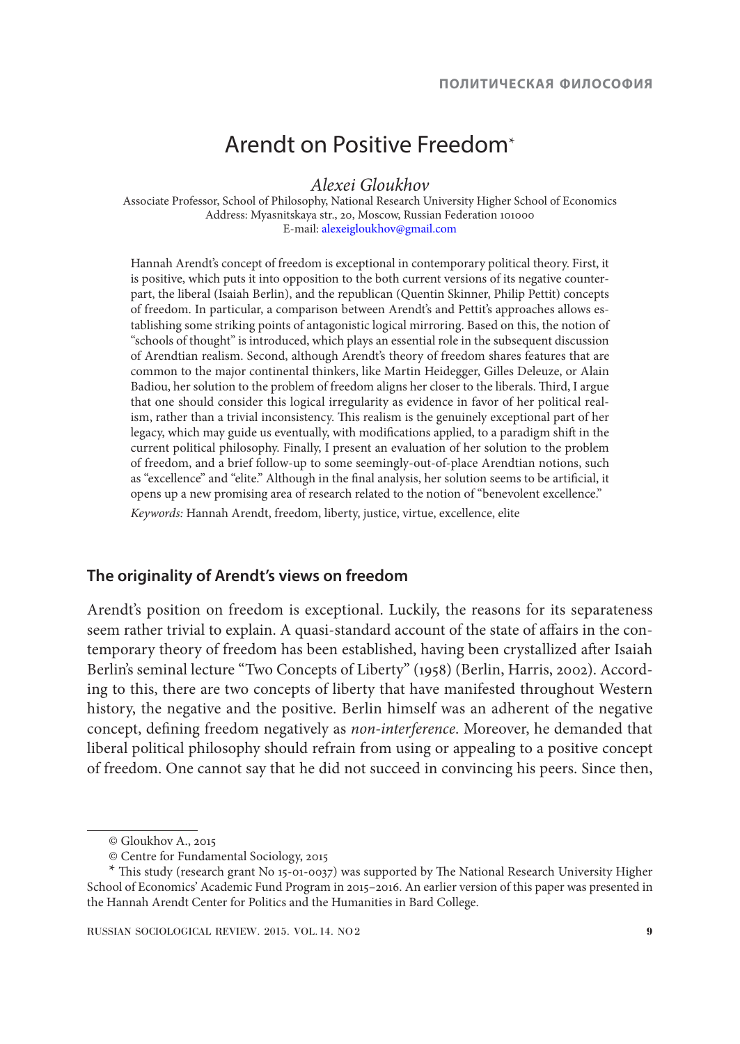# Arendt on Positive Freedom*

*Alexei Gloukhov*

Associate Professor, School of Philosophy, National Research University Higher School of Economics
Address: Myasnitskaya str., 20, Moscow, Russian Federation 101000
E-mail: alexeigloukhov@gmail.com

Hannah Arendt's concept of freedom is exceptional in contemporary political theory. First, it is positive, which puts it into opposition to the both current versions of its negative counterpart, the liberal (Isaiah Berlin), and the republican (Quentin Skinner, Philip Pettit) concepts of freedom. In particular, a comparison between Arendt's and Pettit's approaches allows establishing some striking points of antagonistic logical mirroring. Based on this, the notion of "schools of thought" is introduced, which plays an essential role in the subsequent discussion of Arendtian realism. Second, although Arendt's theory of freedom shares features that are common to the major continental thinkers, like Martin Heidegger, Gilles Deleuze, or Alain Badiou, her solution to the problem of freedom aligns her closer to the liberals. Third, I argue that one should consider this logical irregularity as evidence in favor of her political realism, rather than a trivial inconsistency. This realism is the genuinely exceptional part of her legacy, which may guide us eventually, with modifications applied, to a paradigm shift in the current political philosophy. Finally, I present an evaluation of her solution to the problem of freedom, and a brief follow-up to some seemingly-out-of-place Arendtian notions, such as "excellence" and "elite." Although in the final analysis, her solution seems to be artificial, it opens up a new promising area of research related to the notion of "benevolent excellence."

*Keywords:* Hannah Arendt, freedom, liberty, justice, virtue, excellence, elite

## The originality of Arendt's views on freedom

Arendt's position on freedom is exceptional. Luckily, the reasons for its separateness seem rather trivial to explain. A quasi-standard account of the state of affairs in the contemporary theory of freedom has been established, having been crystallized after Isaiah Berlin's seminal lecture "Two Concepts of Liberty" (1958) (Berlin, Harris, 2002). According to this, there are two concepts of liberty that have manifested throughout Western history, the negative and the positive. Berlin himself was an adherent of the negative concept, defining freedom negatively as *non-interference*. Moreover, he demanded that liberal political philosophy should refrain from using or appealing to a positive concept of freedom. One cannot say that he did not succeed in convincing his peers. Since then,

---

© Gloukhov A., 2015

© Centre for Fundamental Sociology, 2015

* This study (research grant No 15-01-0037) was supported by The National Research University Higher School of Economics' Academic Fund Program in 2015–2016. An earlier version of this paper was presented in the Hannah Arendt Center for Politics and the Humanities in Bard College.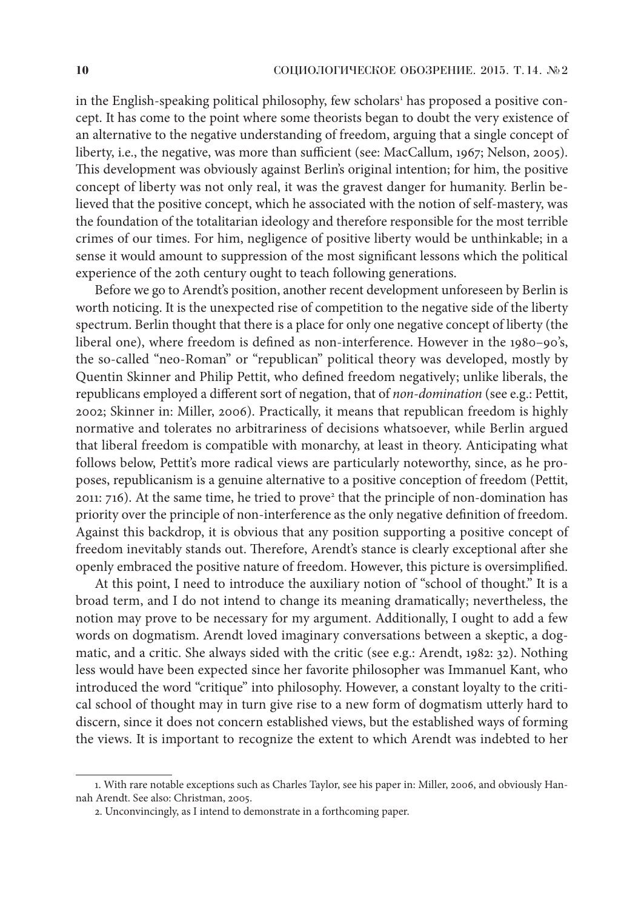in the English-speaking political philosophy, few scholars[1] has proposed a positive concept. It has come to the point where some theorists began to doubt the very existence of an alternative to the negative understanding of freedom, arguing that a single concept of liberty, i.e., the negative, was more than sufficient (see: MacCallum, 1967; Nelson, 2005). This development was obviously against Berlin's original intention; for him, the positive concept of liberty was not only real, it was the gravest danger for humanity. Berlin believed that the positive concept, which he associated with the notion of self-mastery, was the foundation of the totalitarian ideology and therefore responsible for the most terrible crimes of our times. For him, negligence of positive liberty would be unthinkable; in a sense it would amount to suppression of the most significant lessons which the political experience of the 20th century ought to teach following generations.

Before we go to Arendt's position, another recent development unforeseen by Berlin is worth noticing. It is the unexpected rise of competition to the negative side of the liberty spectrum. Berlin thought that there is a place for only one negative concept of liberty (the liberal one), where freedom is defined as non-interference. However in the 1980–90's, the so-called "neo-Roman" or "republican" political theory was developed, mostly by Quentin Skinner and Philip Pettit, who defined freedom negatively; unlike liberals, the republicans employed a different sort of negation, that of *non-domination* (see e.g.: Pettit, 2002; Skinner in: Miller, 2006). Practically, it means that republican freedom is highly normative and tolerates no arbitrariness of decisions whatsoever, while Berlin argued that liberal freedom is compatible with monarchy, at least in theory. Anticipating what follows below, Pettit's more radical views are particularly noteworthy, since, as he proposes, republicanism is a genuine alternative to a positive conception of freedom (Pettit, 2011: 716). At the same time, he tried to prove[2] that the principle of non-domination has priority over the principle of non-interference as the only negative definition of freedom. Against this backdrop, it is obvious that any position supporting a positive concept of freedom inevitably stands out. Therefore, Arendt's stance is clearly exceptional after she openly embraced the positive nature of freedom. However, this picture is oversimplified.

At this point, I need to introduce the auxiliary notion of "school of thought." It is a broad term, and I do not intend to change its meaning dramatically; nevertheless, the notion may prove to be necessary for my argument. Additionally, I ought to add a few words on dogmatism. Arendt loved imaginary conversations between a skeptic, a dogmatic, and a critic. She always sided with the critic (see e.g.: Arendt, 1982: 32). Nothing less would have been expected since her favorite philosopher was Immanuel Kant, who introduced the word "critique" into philosophy. However, a constant loyalty to the critical school of thought may in turn give rise to a new form of dogmatism utterly hard to discern, since it does not concern established views, but the established ways of forming the views. It is important to recognize the extent to which Arendt was indebted to her

---

1. With rare notable exceptions such as Charles Taylor, see his paper in: Miller, 2006, and obviously Hannah Arendt. See also: Christman, 2005.

2. Unconvincingly, as I intend to demonstrate in a forthcoming paper.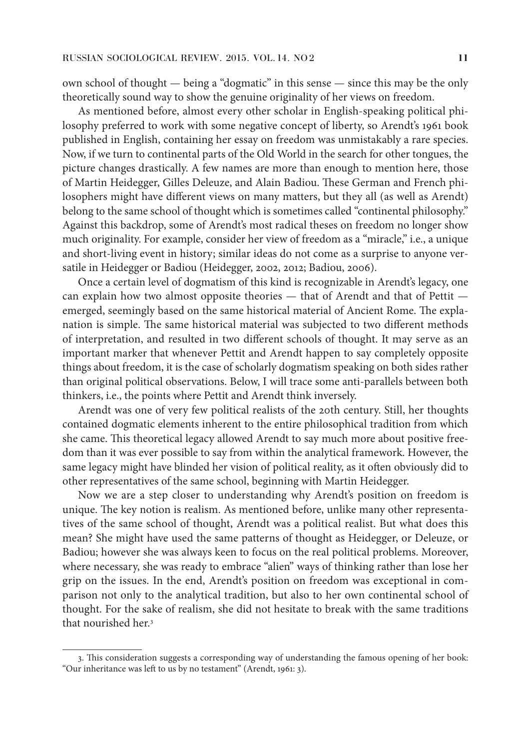own school of thought — being a "dogmatic" in this sense — since this may be the only theoretically sound way to show the genuine originality of her views on freedom.

As mentioned before, almost every other scholar in English-speaking political philosophy preferred to work with some negative concept of liberty, so Arendt's 1961 book published in English, containing her essay on freedom was unmistakably a rare species. Now, if we turn to continental parts of the Old World in the search for other tongues, the picture changes drastically. A few names are more than enough to mention here, those of Martin Heidegger, Gilles Deleuze, and Alain Badiou. These German and French philosophers might have different views on many matters, but they all (as well as Arendt) belong to the same school of thought which is sometimes called "continental philosophy." Against this backdrop, some of Arendt's most radical theses on freedom no longer show much originality. For example, consider her view of freedom as a "miracle," i.e., a unique and short-living event in history; similar ideas do not come as a surprise to anyone versatile in Heidegger or Badiou (Heidegger, 2002, 2012; Badiou, 2006).

Once a certain level of dogmatism of this kind is recognizable in Arendt's legacy, one can explain how two almost opposite theories — that of Arendt and that of Pettit — emerged, seemingly based on the same historical material of Ancient Rome. The explanation is simple. The same historical material was subjected to two different methods of interpretation, and resulted in two different schools of thought. It may serve as an important marker that whenever Pettit and Arendt happen to say completely opposite things about freedom, it is the case of scholarly dogmatism speaking on both sides rather than original political observations. Below, I will trace some anti-parallels between both thinkers, i.e., the points where Pettit and Arendt think inversely.

Arendt was one of very few political realists of the 20th century. Still, her thoughts contained dogmatic elements inherent to the entire philosophical tradition from which she came. This theoretical legacy allowed Arendt to say much more about positive freedom than it was ever possible to say from within the analytical framework. However, the same legacy might have blinded her vision of political reality, as it often obviously did to other representatives of the same school, beginning with Martin Heidegger.

Now we are a step closer to understanding why Arendt's position on freedom is unique. The key notion is realism. As mentioned before, unlike many other representatives of the same school of thought, Arendt was a political realist. But what does this mean? She might have used the same patterns of thought as Heidegger, or Deleuze, or Badiou; however she was always keen to focus on the real political problems. Moreover, where necessary, she was ready to embrace "alien" ways of thinking rather than lose her grip on the issues. In the end, Arendt's position on freedom was exceptional in comparison not only to the analytical tradition, but also to her own continental school of thought. For the sake of realism, she did not hesitate to break with the same traditions that nourished her.[3]

---

3. This consideration suggests a corresponding way of understanding the famous opening of her book: "Our inheritance was left to us by no testament" (Arendt, 1961: 3).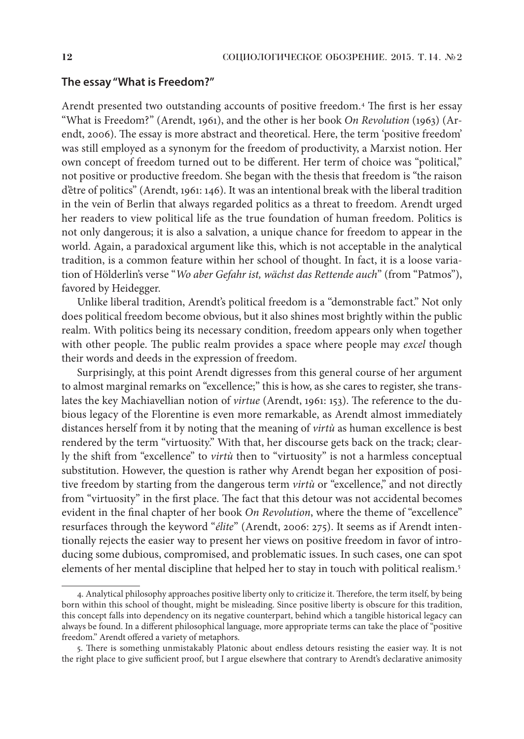### The essay "What is Freedom?"

Arendt presented two outstanding accounts of positive freedom.[4] The first is her essay "What is Freedom?" (Arendt, 1961), and the other is her book *On Revolution* (1963) (Arendt, 2006). The essay is more abstract and theoretical. Here, the term 'positive freedom' was still employed as a synonym for the freedom of productivity, a Marxist notion. Her own concept of freedom turned out to be different. Her term of choice was "political," not positive or productive freedom. She began with the thesis that freedom is "the raison d'être of politics" (Arendt, 1961: 146). It was an intentional break with the liberal tradition in the vein of Berlin that always regarded politics as a threat to freedom. Arendt urged her readers to view political life as the true foundation of human freedom. Politics is not only dangerous; it is also a salvation, a unique chance for freedom to appear in the world. Again, a paradoxical argument like this, which is not acceptable in the analytical tradition, is a common feature within her school of thought. In fact, it is a loose variation of Hölderlin's verse "*Wo aber Gefahr ist, wächst das Rettende auch*" (from "Patmos"), favored by Heidegger.

Unlike liberal tradition, Arendt's political freedom is a "demonstrable fact." Not only does political freedom become obvious, but it also shines most brightly within the public realm. With politics being its necessary condition, freedom appears only when together with other people. The public realm provides a space where people may *excel* though their words and deeds in the expression of freedom.

Surprisingly, at this point Arendt digresses from this general course of her argument to almost marginal remarks on "excellence;" this is how, as she cares to register, she translates the key Machiavellian notion of *virtue* (Arendt, 1961: 153). The reference to the dubious legacy of the Florentine is even more remarkable, as Arendt almost immediately distances herself from it by noting that the meaning of *virtù* as human excellence is best rendered by the term "virtuosity." With that, her discourse gets back on the track; clearly the shift from "excellence" to *virtù* then to "virtuosity" is not a harmless conceptual substitution. However, the question is rather why Arendt began her exposition of positive freedom by starting from the dangerous term *virtù* or "excellence," and not directly from "virtuosity" in the first place. The fact that this detour was not accidental becomes evident in the final chapter of her book *On Revolution*, where the theme of "excellence" resurfaces through the keyword "*élite*" (Arendt, 2006: 275). It seems as if Arendt intentionally rejects the easier way to present her views on positive freedom in favor of introducing some dubious, compromised, and problematic issues. In such cases, one can spot elements of her mental discipline that helped her to stay in touch with political realism.[5]

---

4. Analytical philosophy approaches positive liberty only to criticize it. Therefore, the term itself, by being born within this school of thought, might be misleading. Since positive liberty is obscure for this tradition, this concept falls into dependency on its negative counterpart, behind which a tangible historical legacy can always be found. In a different philosophical language, more appropriate terms can take the place of "positive freedom." Arendt offered a variety of metaphors.

5. There is something unmistakably Platonic about endless detours resisting the easier way. It is not the right place to give sufficient proof, but I argue elsewhere that contrary to Arendt's declarative animosity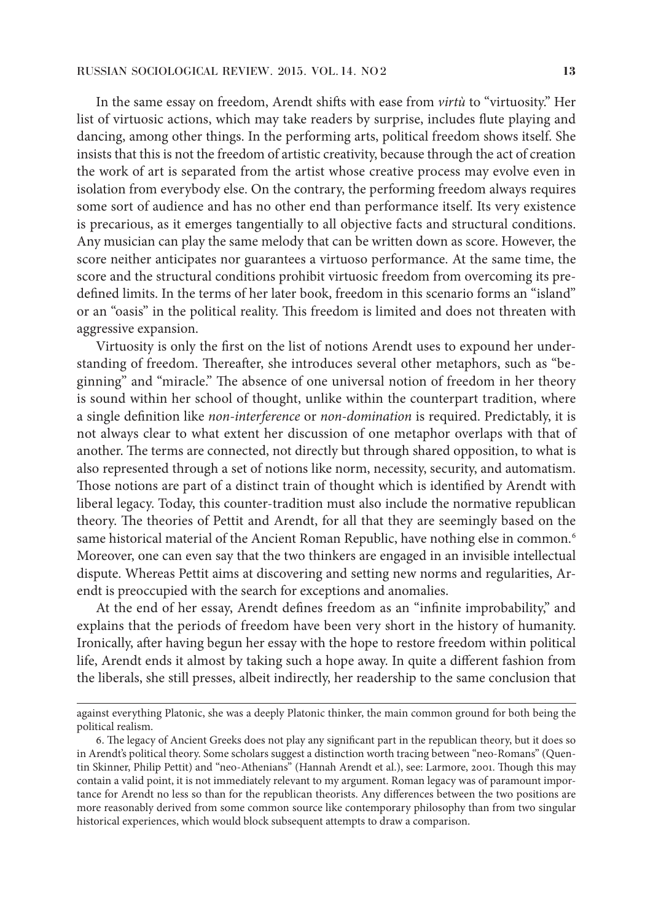In the same essay on freedom, Arendt shifts with ease from *virtù* to "virtuosity." Her list of virtuosic actions, which may take readers by surprise, includes flute playing and dancing, among other things. In the performing arts, political freedom shows itself. She insists that this is not the freedom of artistic creativity, because through the act of creation the work of art is separated from the artist whose creative process may evolve even in isolation from everybody else. On the contrary, the performing freedom always requires some sort of audience and has no other end than performance itself. Its very existence is precarious, as it emerges tangentially to all objective facts and structural conditions. Any musician can play the same melody that can be written down as score. However, the score neither anticipates nor guarantees a virtuoso performance. At the same time, the score and the structural conditions prohibit virtuosic freedom from overcoming its predefined limits. In the terms of her later book, freedom in this scenario forms an "island" or an "oasis" in the political reality. This freedom is limited and does not threaten with aggressive expansion.

Virtuosity is only the first on the list of notions Arendt uses to expound her understanding of freedom. Thereafter, she introduces several other metaphors, such as "beginning" and "miracle." The absence of one universal notion of freedom in her theory is sound within her school of thought, unlike within the counterpart tradition, where a single definition like *non-interference* or *non-domination* is required. Predictably, it is not always clear to what extent her discussion of one metaphor overlaps with that of another. The terms are connected, not directly but through shared opposition, to what is also represented through a set of notions like norm, necessity, security, and automatism. Those notions are part of a distinct train of thought which is identified by Arendt with liberal legacy. Today, this counter-tradition must also include the normative republican theory. The theories of Pettit and Arendt, for all that they are seemingly based on the same historical material of the Ancient Roman Republic, have nothing else in common.[6] Moreover, one can even say that the two thinkers are engaged in an invisible intellectual dispute. Whereas Pettit aims at discovering and setting new norms and regularities, Arendt is preoccupied with the search for exceptions and anomalies.

At the end of her essay, Arendt defines freedom as an "infinite improbability," and explains that the periods of freedom have been very short in the history of humanity. Ironically, after having begun her essay with the hope to restore freedom within political life, Arendt ends it almost by taking such a hope away. In quite a different fashion from the liberals, she still presses, albeit indirectly, her readership to the same conclusion that

---

against everything Platonic, she was a deeply Platonic thinker, the main common ground for both being the political realism.

6. The legacy of Ancient Greeks does not play any significant part in the republican theory, but it does so in Arendt's political theory. Some scholars suggest a distinction worth tracing between "neo-Romans" (Quentin Skinner, Philip Pettit) and "neo-Athenians" (Hannah Arendt et al.), see: Larmore, 2001. Though this may contain a valid point, it is not immediately relevant to my argument. Roman legacy was of paramount importance for Arendt no less so than for the republican theorists. Any differences between the two positions are more reasonably derived from some common source like contemporary philosophy than from two singular historical experiences, which would block subsequent attempts to draw a comparison.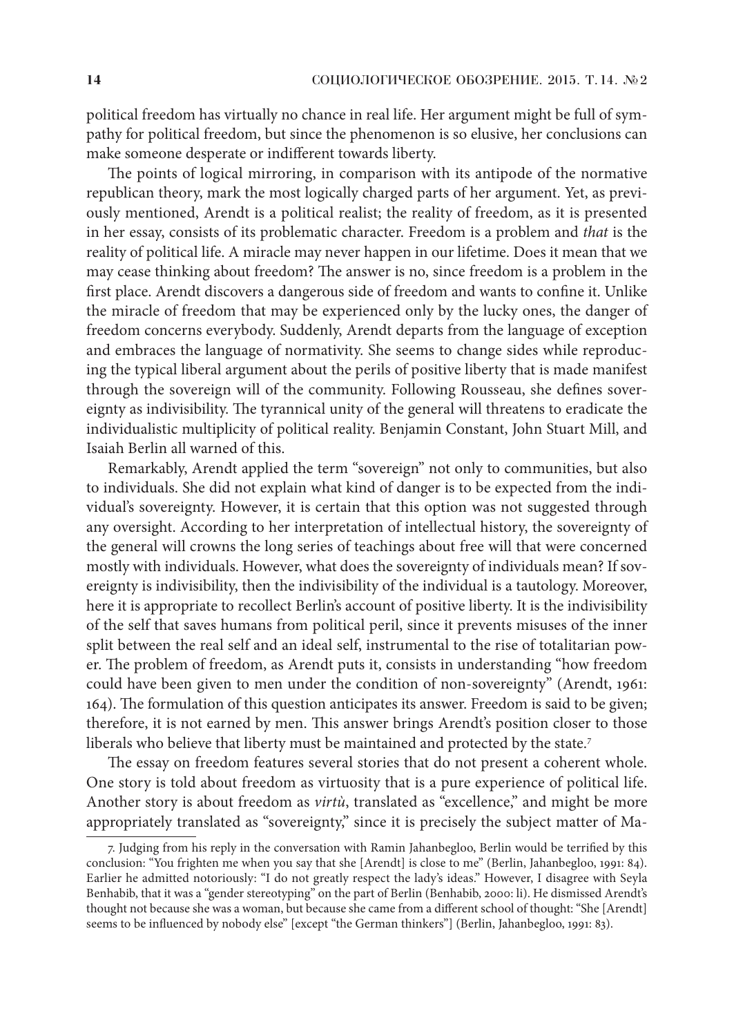political freedom has virtually no chance in real life. Her argument might be full of sympathy for political freedom, but since the phenomenon is so elusive, her conclusions can make someone desperate or indifferent towards liberty.

The points of logical mirroring, in comparison with its antipode of the normative republican theory, mark the most logically charged parts of her argument. Yet, as previously mentioned, Arendt is a political realist; the reality of freedom, as it is presented in her essay, consists of its problematic character. Freedom is a problem and *that* is the reality of political life. A miracle may never happen in our lifetime. Does it mean that we may cease thinking about freedom? The answer is no, since freedom is a problem in the first place. Arendt discovers a dangerous side of freedom and wants to confine it. Unlike the miracle of freedom that may be experienced only by the lucky ones, the danger of freedom concerns everybody. Suddenly, Arendt departs from the language of exception and embraces the language of normativity. She seems to change sides while reproducing the typical liberal argument about the perils of positive liberty that is made manifest through the sovereign will of the community. Following Rousseau, she defines sovereignty as indivisibility. The tyrannical unity of the general will threatens to eradicate the individualistic multiplicity of political reality. Benjamin Constant, John Stuart Mill, and Isaiah Berlin all warned of this.

Remarkably, Arendt applied the term "sovereign" not only to communities, but also to individuals. She did not explain what kind of danger is to be expected from the individual's sovereignty. However, it is certain that this option was not suggested through any oversight. According to her interpretation of intellectual history, the sovereignty of the general will crowns the long series of teachings about free will that were concerned mostly with individuals. However, what does the sovereignty of individuals mean? If sovereignty is indivisibility, then the indivisibility of the individual is a tautology. Moreover, here it is appropriate to recollect Berlin's account of positive liberty. It is the indivisibility of the self that saves humans from political peril, since it prevents misuses of the inner split between the real self and an ideal self, instrumental to the rise of totalitarian power. The problem of freedom, as Arendt puts it, consists in understanding "how freedom could have been given to men under the condition of non-sovereignty" (Arendt, 1961: 164). The formulation of this question anticipates its answer. Freedom is said to be given; therefore, it is not earned by men. This answer brings Arendt's position closer to those liberals who believe that liberty must be maintained and protected by the state.[7]

The essay on freedom features several stories that do not present a coherent whole. One story is told about freedom as virtuosity that is a pure experience of political life. Another story is about freedom as *virtù*, translated as "excellence," and might be more appropriately translated as "sovereignty," since it is precisely the subject matter of Ma-

7. Judging from his reply in the conversation with Ramin Jahanbegloo, Berlin would be terrified by this conclusion: "You frighten me when you say that she [Arendt] is close to me" (Berlin, Jahanbegloo, 1991: 84). Earlier he admitted notoriously: "I do not greatly respect the lady's ideas." However, I disagree with Seyla Benhabib, that it was a "gender stereotyping" on the part of Berlin (Benhabib, 2000: li). He dismissed Arendt's thought not because she was a woman, but because she came from a different school of thought: "She [Arendt] seems to be influenced by nobody else" [except "the German thinkers"] (Berlin, Jahanbegloo, 1991: 83).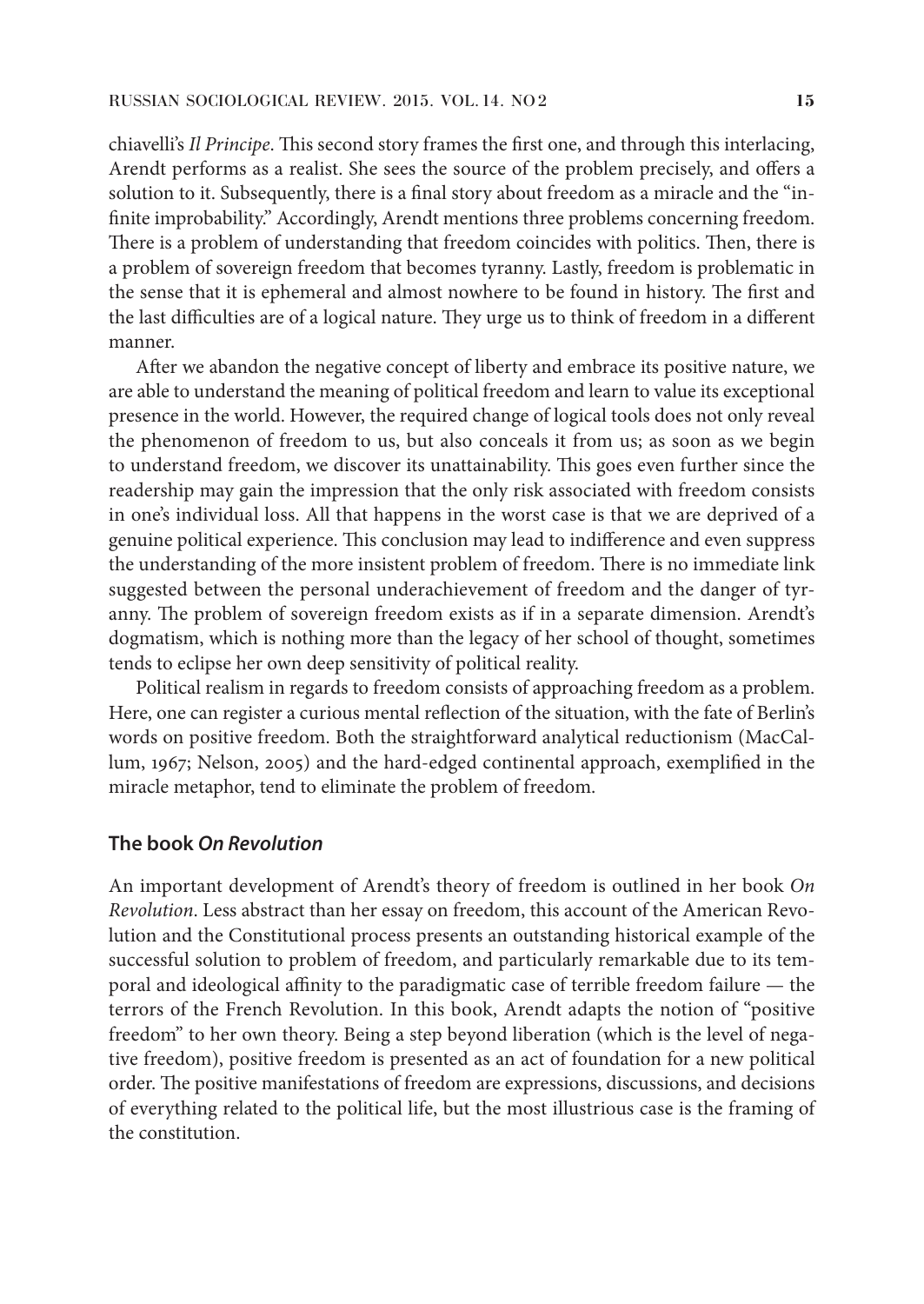chiavelli's *Il Principe*. This second story frames the first one, and through this interlacing, Arendt performs as a realist. She sees the source of the problem precisely, and offers a solution to it. Subsequently, there is a final story about freedom as a miracle and the "infinite improbability." Accordingly, Arendt mentions three problems concerning freedom. There is a problem of understanding that freedom coincides with politics. Then, there is a problem of sovereign freedom that becomes tyranny. Lastly, freedom is problematic in the sense that it is ephemeral and almost nowhere to be found in history. The first and the last difficulties are of a logical nature. They urge us to think of freedom in a different manner.

After we abandon the negative concept of liberty and embrace its positive nature, we are able to understand the meaning of political freedom and learn to value its exceptional presence in the world. However, the required change of logical tools does not only reveal the phenomenon of freedom to us, but also conceals it from us; as soon as we begin to understand freedom, we discover its unattainability. This goes even further since the readership may gain the impression that the only risk associated with freedom consists in one's individual loss. All that happens in the worst case is that we are deprived of a genuine political experience. This conclusion may lead to indifference and even suppress the understanding of the more insistent problem of freedom. There is no immediate link suggested between the personal underachievement of freedom and the danger of tyranny. The problem of sovereign freedom exists as if in a separate dimension. Arendt's dogmatism, which is nothing more than the legacy of her school of thought, sometimes tends to eclipse her own deep sensitivity of political reality.

Political realism in regards to freedom consists of approaching freedom as a problem. Here, one can register a curious mental reflection of the situation, with the fate of Berlin's words on positive freedom. Both the straightforward analytical reductionism (MacCallum, 1967; Nelson, 2005) and the hard-edged continental approach, exemplified in the miracle metaphor, tend to eliminate the problem of freedom.

## The book *On Revolution*

An important development of Arendt's theory of freedom is outlined in her book *On Revolution*. Less abstract than her essay on freedom, this account of the American Revolution and the Constitutional process presents an outstanding historical example of the successful solution to problem of freedom, and particularly remarkable due to its temporal and ideological affinity to the paradigmatic case of terrible freedom failure — the terrors of the French Revolution. In this book, Arendt adapts the notion of "positive freedom" to her own theory. Being a step beyond liberation (which is the level of negative freedom), positive freedom is presented as an act of foundation for a new political order. The positive manifestations of freedom are expressions, discussions, and decisions of everything related to the political life, but the most illustrious case is the framing of the constitution.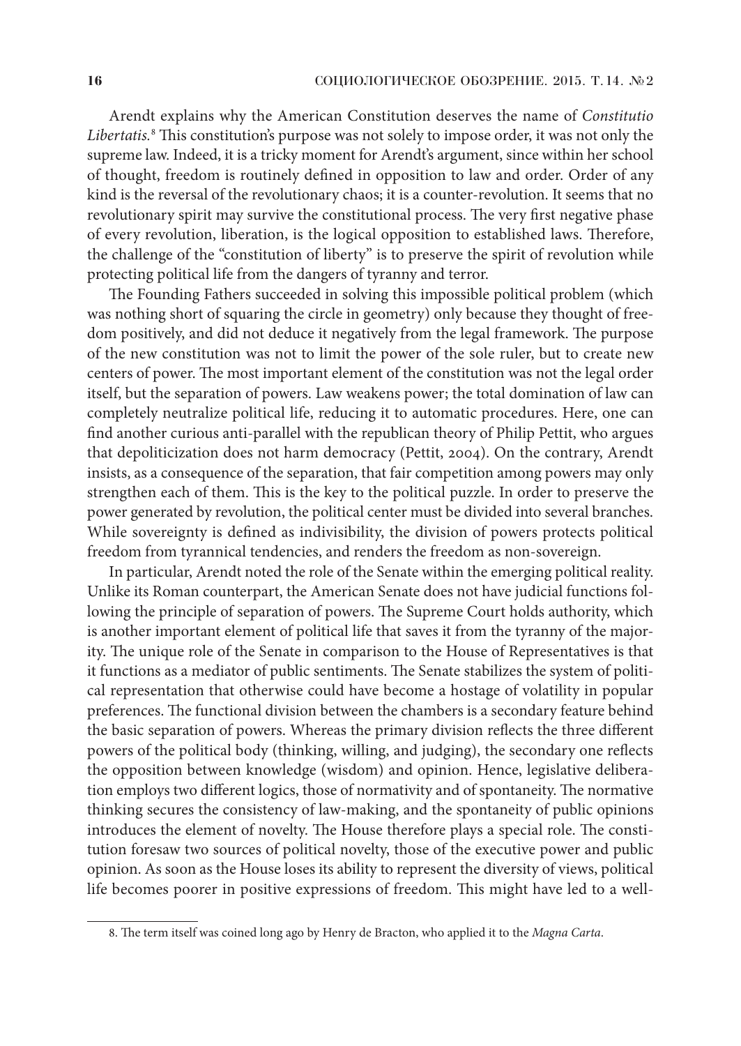Arendt explains why the American Constitution deserves the name of *Constitutio Libertatis.*[8] This constitution's purpose was not solely to impose order, it was not only the supreme law. Indeed, it is a tricky moment for Arendt's argument, since within her school of thought, freedom is routinely defined in opposition to law and order. Order of any kind is the reversal of the revolutionary chaos; it is a counter-revolution. It seems that no revolutionary spirit may survive the constitutional process. The very first negative phase of every revolution, liberation, is the logical opposition to established laws. Therefore, the challenge of the "constitution of liberty" is to preserve the spirit of revolution while protecting political life from the dangers of tyranny and terror.

The Founding Fathers succeeded in solving this impossible political problem (which was nothing short of squaring the circle in geometry) only because they thought of freedom positively, and did not deduce it negatively from the legal framework. The purpose of the new constitution was not to limit the power of the sole ruler, but to create new centers of power. The most important element of the constitution was not the legal order itself, but the separation of powers. Law weakens power; the total domination of law can completely neutralize political life, reducing it to automatic procedures. Here, one can find another curious anti-parallel with the republican theory of Philip Pettit, who argues that depoliticization does not harm democracy (Pettit, 2004). On the contrary, Arendt insists, as a consequence of the separation, that fair competition among powers may only strengthen each of them. This is the key to the political puzzle. In order to preserve the power generated by revolution, the political center must be divided into several branches. While sovereignty is defined as indivisibility, the division of powers protects political freedom from tyrannical tendencies, and renders the freedom as non-sovereign.

In particular, Arendt noted the role of the Senate within the emerging political reality. Unlike its Roman counterpart, the American Senate does not have judicial functions following the principle of separation of powers. The Supreme Court holds authority, which is another important element of political life that saves it from the tyranny of the majority. The unique role of the Senate in comparison to the House of Representatives is that it functions as a mediator of public sentiments. The Senate stabilizes the system of political representation that otherwise could have become a hostage of volatility in popular preferences. The functional division between the chambers is a secondary feature behind the basic separation of powers. Whereas the primary division reflects the three different powers of the political body (thinking, willing, and judging), the secondary one reflects the opposition between knowledge (wisdom) and opinion. Hence, legislative deliberation employs two different logics, those of normativity and of spontaneity. The normative thinking secures the consistency of law-making, and the spontaneity of public opinions introduces the element of novelty. The House therefore plays a special role. The constitution foresaw two sources of political novelty, those of the executive power and public opinion. As soon as the House loses its ability to represent the diversity of views, political life becomes poorer in positive expressions of freedom. This might have led to a well-

---

8. The term itself was coined long ago by Henry de Bracton, who applied it to the *Magna Carta*.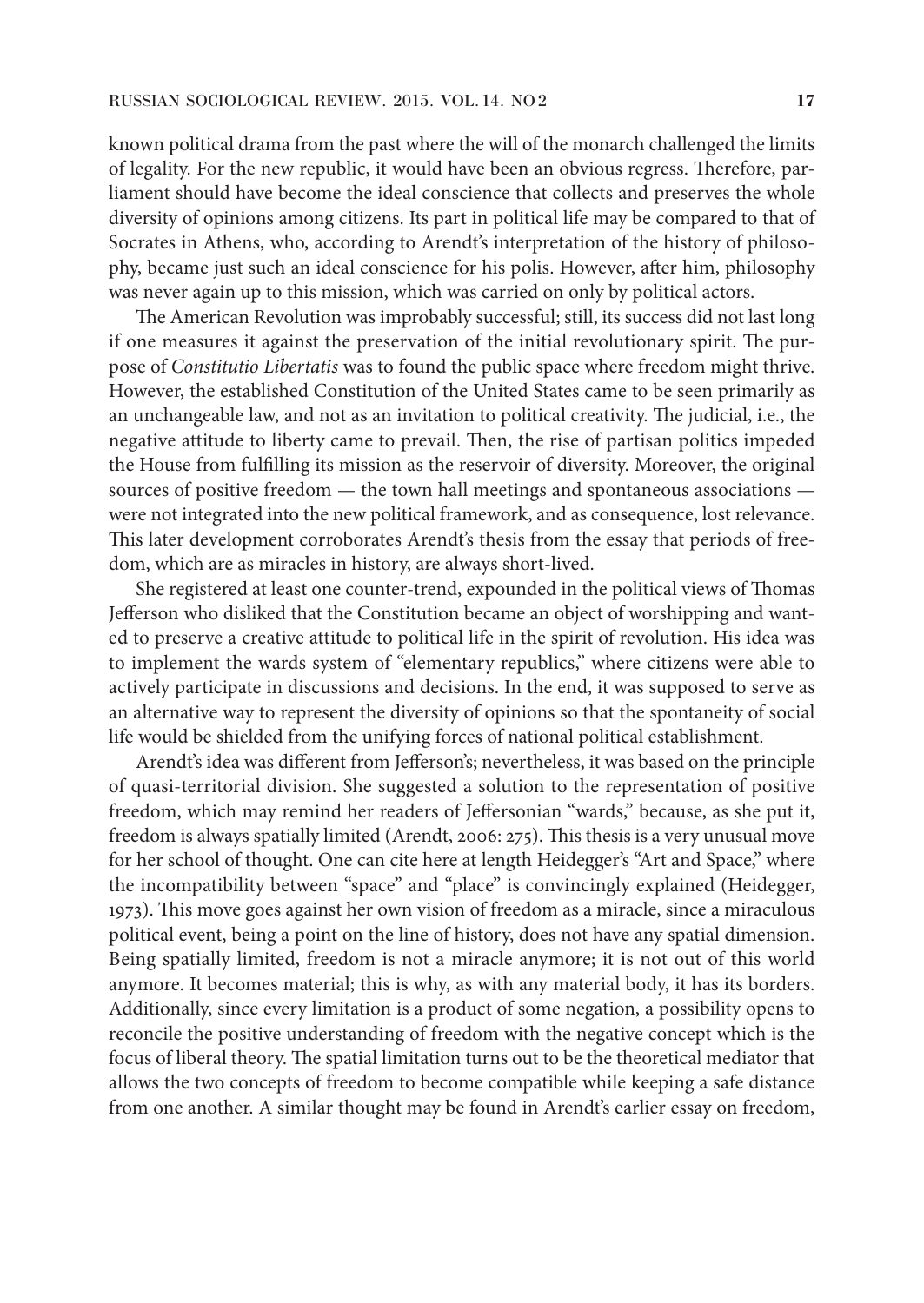known political drama from the past where the will of the monarch challenged the limits of legality. For the new republic, it would have been an obvious regress. Therefore, parliament should have become the ideal conscience that collects and preserves the whole diversity of opinions among citizens. Its part in political life may be compared to that of Socrates in Athens, who, according to Arendt's interpretation of the history of philosophy, became just such an ideal conscience for his polis. However, after him, philosophy was never again up to this mission, which was carried on only by political actors.

The American Revolution was improbably successful; still, its success did not last long if one measures it against the preservation of the initial revolutionary spirit. The purpose of *Constitutio Libertatis* was to found the public space where freedom might thrive. However, the established Constitution of the United States came to be seen primarily as an unchangeable law, and not as an invitation to political creativity. The judicial, i.e., the negative attitude to liberty came to prevail. Then, the rise of partisan politics impeded the House from fulfilling its mission as the reservoir of diversity. Moreover, the original sources of positive freedom — the town hall meetings and spontaneous associations — were not integrated into the new political framework, and as consequence, lost relevance. This later development corroborates Arendt's thesis from the essay that periods of freedom, which are as miracles in history, are always short-lived.

She registered at least one counter-trend, expounded in the political views of Thomas Jefferson who disliked that the Constitution became an object of worshipping and wanted to preserve a creative attitude to political life in the spirit of revolution. His idea was to implement the wards system of "elementary republics," where citizens were able to actively participate in discussions and decisions. In the end, it was supposed to serve as an alternative way to represent the diversity of opinions so that the spontaneity of social life would be shielded from the unifying forces of national political establishment.

Arendt's idea was different from Jefferson's; nevertheless, it was based on the principle of quasi-territorial division. She suggested a solution to the representation of positive freedom, which may remind her readers of Jeffersonian "wards," because, as she put it, freedom is always spatially limited (Arendt, 2006: 275). This thesis is a very unusual move for her school of thought. One can cite here at length Heidegger's "Art and Space," where the incompatibility between "space" and "place" is convincingly explained (Heidegger, 1973). This move goes against her own vision of freedom as a miracle, since a miraculous political event, being a point on the line of history, does not have any spatial dimension. Being spatially limited, freedom is not a miracle anymore; it is not out of this world anymore. It becomes material; this is why, as with any material body, it has its borders. Additionally, since every limitation is a product of some negation, a possibility opens to reconcile the positive understanding of freedom with the negative concept which is the focus of liberal theory. The spatial limitation turns out to be the theoretical mediator that allows the two concepts of freedom to become compatible while keeping a safe distance from one another. A similar thought may be found in Arendt's earlier essay on freedom,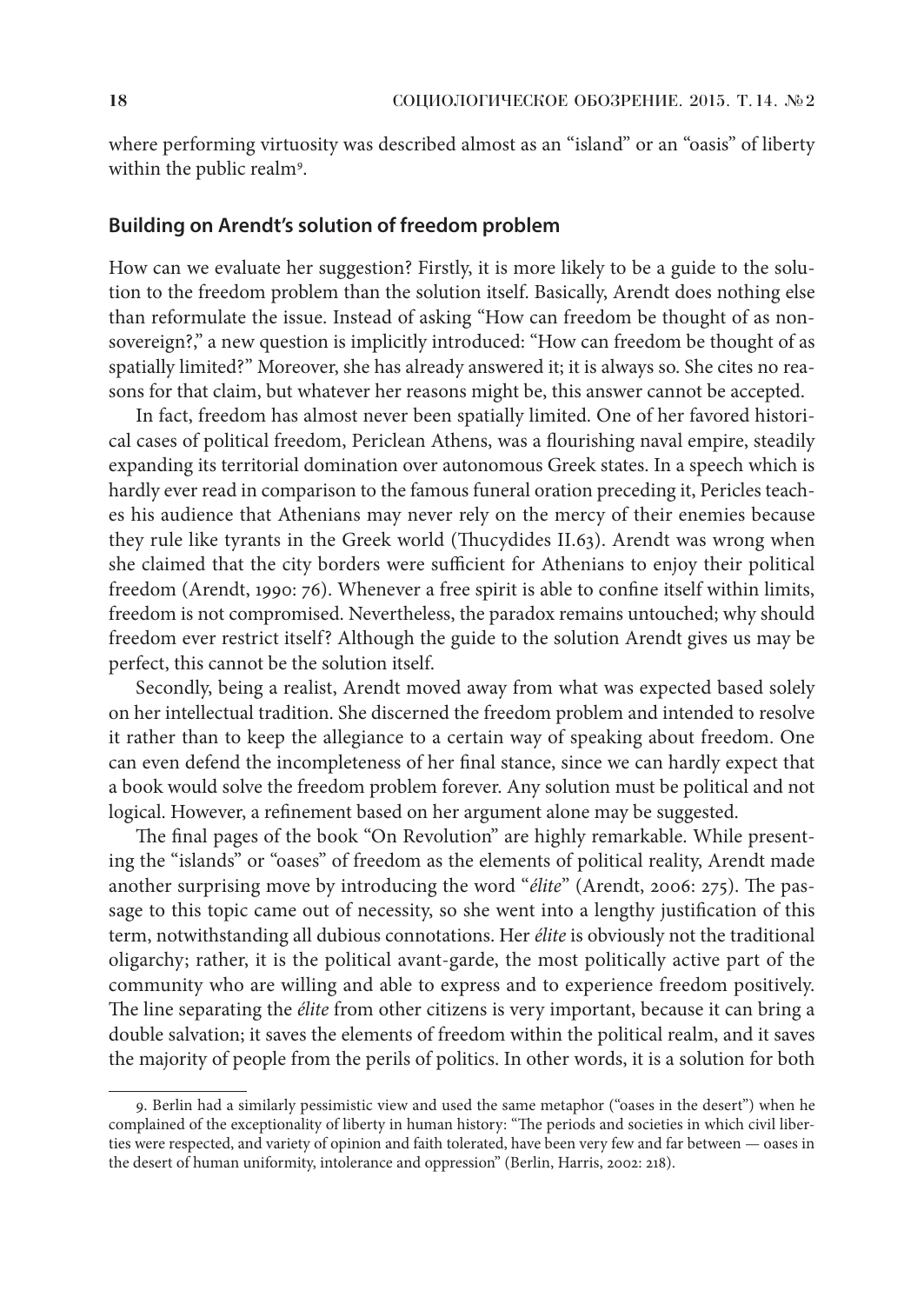where performing virtuosity was described almost as an "island" or an "oasis" of liberty within the public realm[9].

## Building on Arendt's solution of freedom problem

How can we evaluate her suggestion? Firstly, it is more likely to be a guide to the solution to the freedom problem than the solution itself. Basically, Arendt does nothing else than reformulate the issue. Instead of asking "How can freedom be thought of as non-sovereign?," a new question is implicitly introduced: "How can freedom be thought of as spatially limited?" Moreover, she has already answered it; it is always so. She cites no reasons for that claim, but whatever her reasons might be, this answer cannot be accepted.

In fact, freedom has almost never been spatially limited. One of her favored historical cases of political freedom, Periclean Athens, was a flourishing naval empire, steadily expanding its territorial domination over autonomous Greek states. In a speech which is hardly ever read in comparison to the famous funeral oration preceding it, Pericles teaches his audience that Athenians may never rely on the mercy of their enemies because they rule like tyrants in the Greek world (Thucydides II.63). Arendt was wrong when she claimed that the city borders were sufficient for Athenians to enjoy their political freedom (Arendt, 1990: 76). Whenever a free spirit is able to confine itself within limits, freedom is not compromised. Nevertheless, the paradox remains untouched; why should freedom ever restrict itself? Although the guide to the solution Arendt gives us may be perfect, this cannot be the solution itself.

Secondly, being a realist, Arendt moved away from what was expected based solely on her intellectual tradition. She discerned the freedom problem and intended to resolve it rather than to keep the allegiance to a certain way of speaking about freedom. One can even defend the incompleteness of her final stance, since we can hardly expect that a book would solve the freedom problem forever. Any solution must be political and not logical. However, a refinement based on her argument alone may be suggested.

The final pages of the book "On Revolution" are highly remarkable. While presenting the "islands" or "oases" of freedom as the elements of political reality, Arendt made another surprising move by introducing the word "*élite*" (Arendt, 2006: 275). The passage to this topic came out of necessity, so she went into a lengthy justification of this term, notwithstanding all dubious connotations. Her *élite* is obviously not the traditional oligarchy; rather, it is the political avant-garde, the most politically active part of the community who are willing and able to express and to experience freedom positively. The line separating the *élite* from other citizens is very important, because it can bring a double salvation; it saves the elements of freedom within the political realm, and it saves the majority of people from the perils of politics. In other words, it is a solution for both

9. Berlin had a similarly pessimistic view and used the same metaphor ("oases in the desert") when he complained of the exceptionality of liberty in human history: "The periods and societies in which civil liberties were respected, and variety of opinion and faith tolerated, have been very few and far between — oases in the desert of human uniformity, intolerance and oppression" (Berlin, Harris, 2002: 218).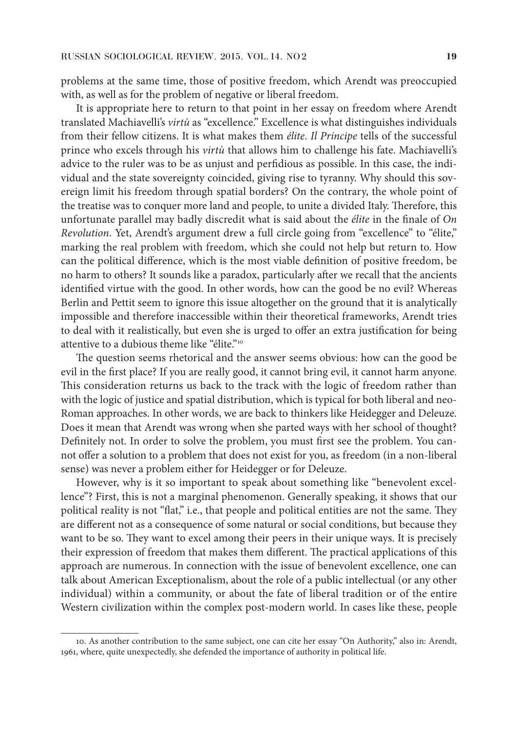problems at the same time, those of positive freedom, which Arendt was preoccupied with, as well as for the problem of negative or liberal freedom.

It is appropriate here to return to that point in her essay on freedom where Arendt translated Machiavelli's *virtù* as "excellence." Excellence is what distinguishes individuals from their fellow citizens. It is what makes them *élite*. *Il Principe* tells of the successful prince who excels through his *virtù* that allows him to challenge his fate. Machiavelli's advice to the ruler was to be as unjust and perfidious as possible. In this case, the individual and the state sovereignty coincided, giving rise to tyranny. Why should this sovereign limit his freedom through spatial borders? On the contrary, the whole point of the treatise was to conquer more land and people, to unite a divided Italy. Therefore, this unfortunate parallel may badly discredit what is said about the *élite* in the finale of *On Revolution*. Yet, Arendt's argument drew a full circle going from "excellence" to "élite," marking the real problem with freedom, which she could not help but return to. How can the political difference, which is the most viable definition of positive freedom, be no harm to others? It sounds like a paradox, particularly after we recall that the ancients identified virtue with the good. In other words, how can the good be no evil? Whereas Berlin and Pettit seem to ignore this issue altogether on the ground that it is analytically impossible and therefore inaccessible within their theoretical frameworks, Arendt tries to deal with it realistically, but even she is urged to offer an extra justification for being attentive to a dubious theme like "élite."[10]

The question seems rhetorical and the answer seems obvious: how can the good be evil in the first place? If you are really good, it cannot bring evil, it cannot harm anyone. This consideration returns us back to the track with the logic of freedom rather than with the logic of justice and spatial distribution, which is typical for both liberal and neo-Roman approaches. In other words, we are back to thinkers like Heidegger and Deleuze. Does it mean that Arendt was wrong when she parted ways with her school of thought? Definitely not. In order to solve the problem, you must first see the problem. You cannot offer a solution to a problem that does not exist for you, as freedom (in a non-liberal sense) was never a problem either for Heidegger or for Deleuze.

However, why is it so important to speak about something like "benevolent excellence"? First, this is not a marginal phenomenon. Generally speaking, it shows that our political reality is not "flat," i.e., that people and political entities are not the same. They are different not as a consequence of some natural or social conditions, but because they want to be so. They want to excel among their peers in their unique ways. It is precisely their expression of freedom that makes them different. The practical applications of this approach are numerous. In connection with the issue of benevolent excellence, one can talk about American Exceptionalism, about the role of a public intellectual (or any other individual) within a community, or about the fate of liberal tradition or of the entire Western civilization within the complex post-modern world. In cases like these, people

---

10. As another contribution to the same subject, one can cite her essay "On Authority," also in: Arendt, 1961, where, quite unexpectedly, she defended the importance of authority in political life.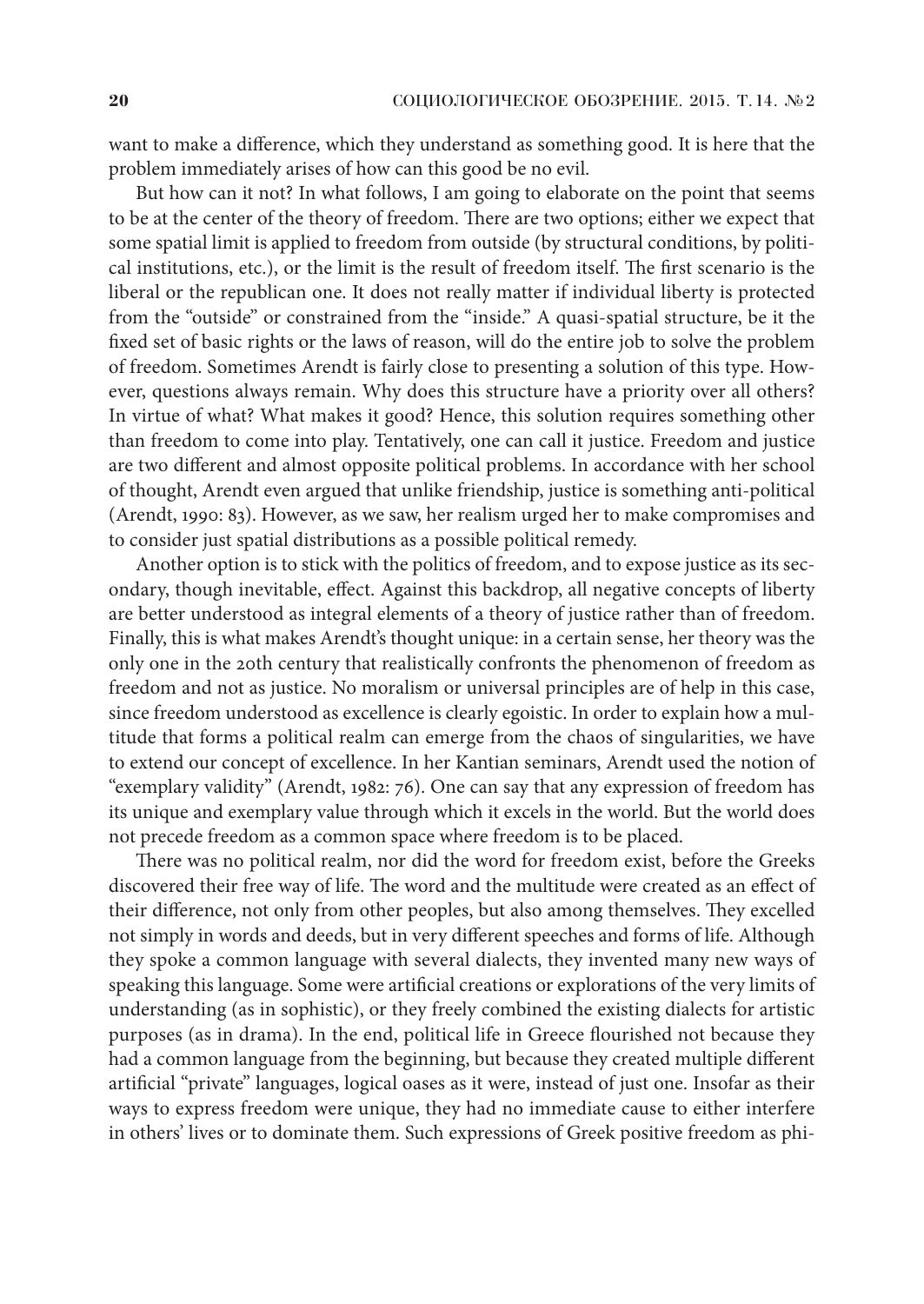want to make a difference, which they understand as something good. It is here that the problem immediately arises of how can this good be no evil.

But how can it not? In what follows, I am going to elaborate on the point that seems to be at the center of the theory of freedom. There are two options; either we expect that some spatial limit is applied to freedom from outside (by structural conditions, by political institutions, etc.), or the limit is the result of freedom itself. The first scenario is the liberal or the republican one. It does not really matter if individual liberty is protected from the "outside" or constrained from the "inside." A quasi-spatial structure, be it the fixed set of basic rights or the laws of reason, will do the entire job to solve the problem of freedom. Sometimes Arendt is fairly close to presenting a solution of this type. However, questions always remain. Why does this structure have a priority over all others? In virtue of what? What makes it good? Hence, this solution requires something other than freedom to come into play. Tentatively, one can call it justice. Freedom and justice are two different and almost opposite political problems. In accordance with her school of thought, Arendt even argued that unlike friendship, justice is something anti-political (Arendt, 1990: 83). However, as we saw, her realism urged her to make compromises and to consider just spatial distributions as a possible political remedy.

Another option is to stick with the politics of freedom, and to expose justice as its secondary, though inevitable, effect. Against this backdrop, all negative concepts of liberty are better understood as integral elements of a theory of justice rather than of freedom. Finally, this is what makes Arendt's thought unique: in a certain sense, her theory was the only one in the 20th century that realistically confronts the phenomenon of freedom as freedom and not as justice. No moralism or universal principles are of help in this case, since freedom understood as excellence is clearly egoistic. In order to explain how a multitude that forms a political realm can emerge from the chaos of singularities, we have to extend our concept of excellence. In her Kantian seminars, Arendt used the notion of "exemplary validity" (Arendt, 1982: 76). One can say that any expression of freedom has its unique and exemplary value through which it excels in the world. But the world does not precede freedom as a common space where freedom is to be placed.

There was no political realm, nor did the word for freedom exist, before the Greeks discovered their free way of life. The word and the multitude were created as an effect of their difference, not only from other peoples, but also among themselves. They excelled not simply in words and deeds, but in very different speeches and forms of life. Although they spoke a common language with several dialects, they invented many new ways of speaking this language. Some were artificial creations or explorations of the very limits of understanding (as in sophistic), or they freely combined the existing dialects for artistic purposes (as in drama). In the end, political life in Greece flourished not because they had a common language from the beginning, but because they created multiple different artificial "private" languages, logical oases as it were, instead of just one. Insofar as their ways to express freedom were unique, they had no immediate cause to either interfere in others' lives or to dominate them. Such expressions of Greek positive freedom as phi-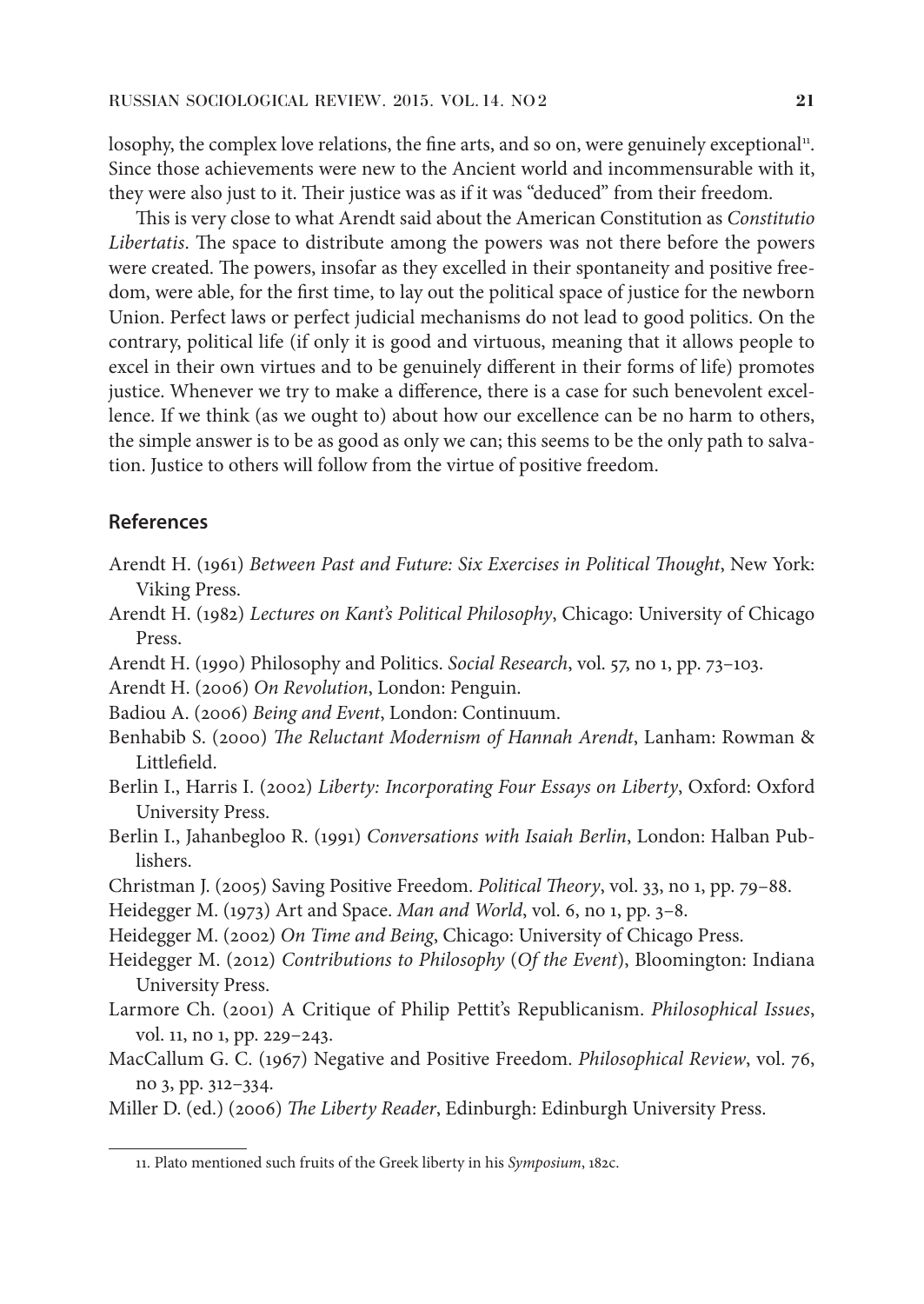losophy, the complex love relations, the fine arts, and so on, were genuinely exceptional[11]. Since those achievements were new to the Ancient world and incommensurable with it, they were also just to it. Their justice was as if it was "deduced" from their freedom.

This is very close to what Arendt said about the American Constitution as *Constitutio Libertatis*. The space to distribute among the powers was not there before the powers were created. The powers, insofar as they excelled in their spontaneity and positive freedom, were able, for the first time, to lay out the political space of justice for the newborn Union. Perfect laws or perfect judicial mechanisms do not lead to good politics. On the contrary, political life (if only it is good and virtuous, meaning that it allows people to excel in their own virtues and to be genuinely different in their forms of life) promotes justice. Whenever we try to make a difference, there is a case for such benevolent excellence. If we think (as we ought to) about how our excellence can be no harm to others, the simple answer is to be as good as only we can; this seems to be the only path to salvation. Justice to others will follow from the virtue of positive freedom.

## References

Arendt H. (1961) *Between Past and Future: Six Exercises in Political Thought*, New York: Viking Press.

Arendt H. (1982) *Lectures on Kant's Political Philosophy*, Chicago: University of Chicago Press.

Arendt H. (1990) Philosophy and Politics. *Social Research*, vol. 57, no 1, pp. 73–103.

Arendt H. (2006) *On Revolution*, London: Penguin.

Badiou A. (2006) *Being and Event*, London: Continuum.

Benhabib S. (2000) *The Reluctant Modernism of Hannah Arendt*, Lanham: Rowman & Littlefield.

Berlin I., Harris I. (2002) *Liberty: Incorporating Four Essays on Liberty*, Oxford: Oxford University Press.

Berlin I., Jahanbegloo R. (1991) *Conversations with Isaiah Berlin*, London: Halban Publishers.

Christman J. (2005) Saving Positive Freedom. *Political Theory*, vol. 33, no 1, pp. 79–88.

Heidegger M. (1973) Art and Space. *Man and World*, vol. 6, no 1, pp. 3–8.

Heidegger M. (2002) *On Time and Being*, Chicago: University of Chicago Press.

Heidegger M. (2012) *Contributions to Philosophy* (*Of the Event*), Bloomington: Indiana University Press.

Larmore Ch. (2001) A Critique of Philip Pettit's Republicanism. *Philosophical Issues*, vol. 11, no 1, pp. 229–243.

MacCallum G. C. (1967) Negative and Positive Freedom. *Philosophical Review*, vol. 76, no 3, pp. 312–334.

Miller D. (ed.) (2006) *The Liberty Reader*, Edinburgh: Edinburgh University Press.

---

11. Plato mentioned such fruits of the Greek liberty in his *Symposium*, 182c.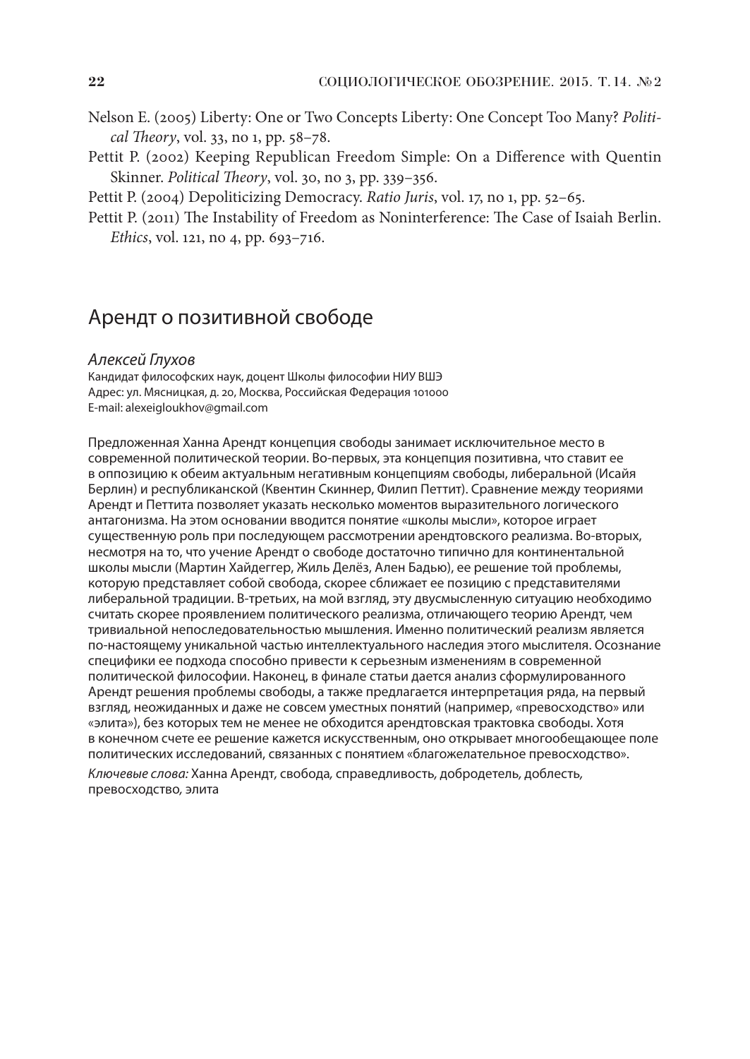Nelson E. (2005) Liberty: One or Two Concepts Liberty: One Concept Too Many? *Political Theory*, vol. 33, no 1, pp. 58–78.

Pettit P. (2002) Keeping Republican Freedom Simple: On a Difference with Quentin Skinner. *Political Theory*, vol. 30, no 3, pp. 339–356.

Pettit P. (2004) Depoliticizing Democracy. *Ratio Juris*, vol. 17, no 1, pp. 52–65.

Pettit P. (2011) The Instability of Freedom as Noninterference: The Case of Isaiah Berlin. *Ethics*, vol. 121, no 4, pp. 693–716.

## Арендт о позитивной свободе

*Алексей Глухов*

Кандидат философских наук, доцент Школы философии НИУ ВШЭ
Адрес: ул. Мясницкая, д. 20, Москва, Российская Федерация 101000
E-mail: alexeigloukhov@gmail.com

Предложенная Ханна Арендт концепция свободы занимает исключительное место в современной политической теории. Во-первых, эта концепция позитивна, что ставит ее в оппозицию к обеим актуальным негативным концепциям свободы, либеральной (Исайя Берлин) и республиканской (Квентин Скиннер, Филип Петтит). Сравнение между теориями Арендт и Петтита позволяет указать несколько моментов выразительного логического антагонизма. На этом основании вводится понятие «школы мысли», которое играет существенную роль при последующем рассмотрении арендтовского реализма. Во-вторых, несмотря на то, что учение Арендт о свободе достаточно типично для континентальной школы мысли (Мартин Хайдеггер, Жиль Делёз, Ален Бадью), ее решение той проблемы, которую представляет собой свобода, скорее сближает ее позицию с представителями либеральной традиции. В-третьих, на мой взгляд, эту двусмысленную ситуацию необходимо считать скорее проявлением политического реализма, отличающего теорию Арендт, чем тривиальной непоследовательностью мышления. Именно политический реализм является по-настоящему уникальной частью интеллектуального наследия этого мыслителя. Осознание специфики ее подхода способно привести к серьезным изменениям в современной политической философии. Наконец, в финале статьи дается анализ сформулированного Арендт решения проблемы свободы, а также предлагается интерпретация ряда, на первый взгляд, неожиданных и даже не совсем уместных понятий (например, «превосходство» или «элита»), без которых тем не менее не обходится арендтовская трактовка свободы. Хотя в конечном счете ее решение кажется искусственным, оно открывает многообещающее поле политических исследований, связанных с понятием «благожелательное превосходство».

*Ключевые слова:* Ханна Арендт, свобода, справедливость, добродетель, доблесть, превосходство, элита